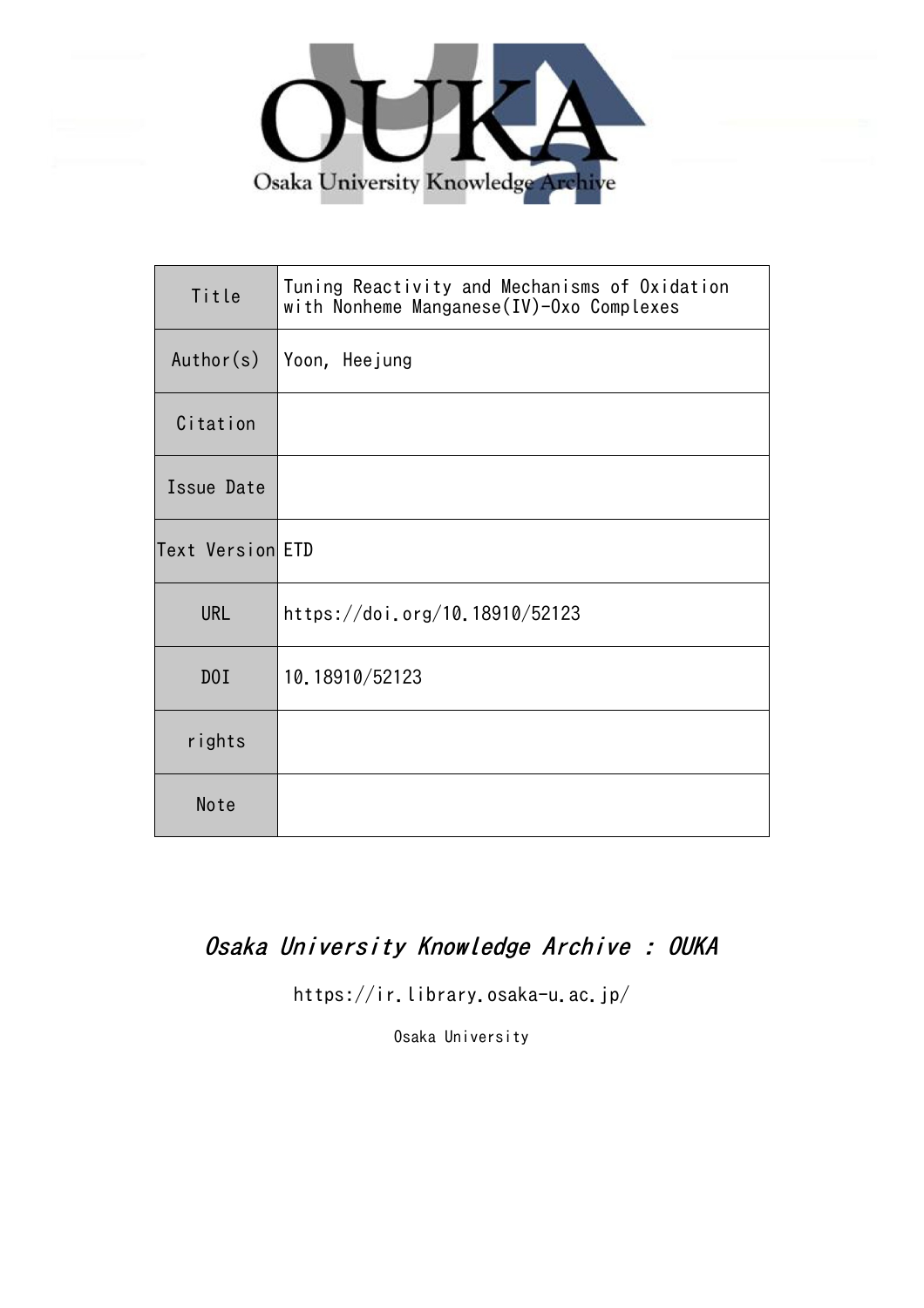OUKA

Osaka University Knowledge Archive

| Title | Tuning Reactivity and Mechanisms of Oxidation with Nonheme Manganese(IV)-Oxo Complexes |
| --- | --- |
| Author(s) | Yoon, Heejung |
| Citation | |
| Issue Date | |
| Text Version | ETD |
| URL | https://doi.org/10.18910/52123 |
| DOI | 10.18910/52123 |
| rights | |
| Note | |

*Osaka University Knowledge Archive : OUKA*

https://ir.library.osaka-u.ac.jp/

Osaka University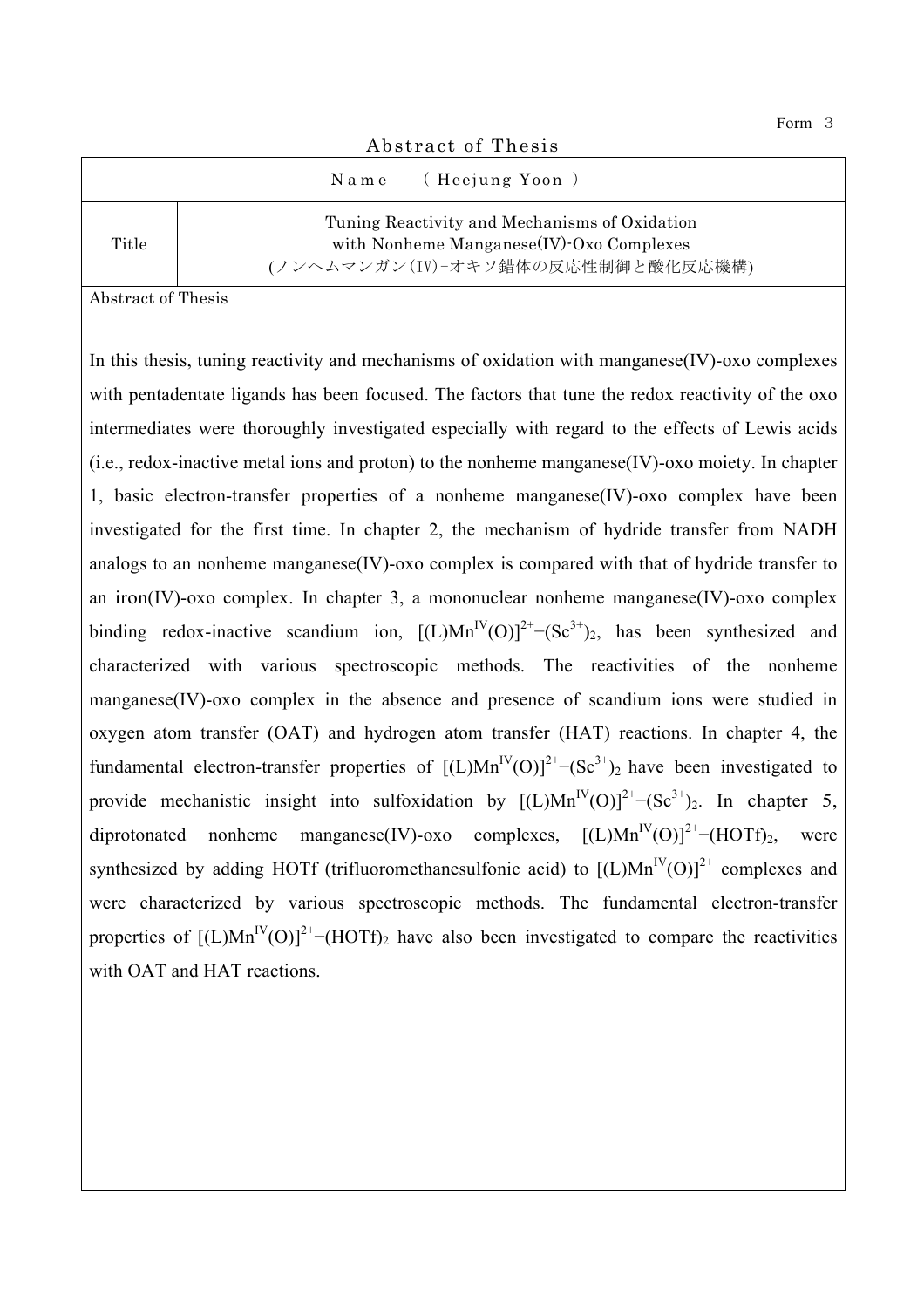Form 3

# Abstract of Thesis

| Name | ( Heejung Yoon ) |
|---|---|
| Title | Tuning Reactivity and Mechanisms of Oxidation with Nonheme Manganese(IV)-Oxo Complexes (ノンヘムマンガン(IV)–オキソ錯体の反応性制御と酸化反応機構) |

Abstract of Thesis

In this thesis, tuning reactivity and mechanisms of oxidation with manganese(IV)-oxo complexes with pentadentate ligands has been focused. The factors that tune the redox reactivity of the oxo intermediates were thoroughly investigated especially with regard to the effects of Lewis acids (i.e., redox-inactive metal ions and proton) to the nonheme manganese(IV)-oxo moiety. In chapter 1, basic electron-transfer properties of a nonheme manganese(IV)-oxo complex have been investigated for the first time. In chapter 2, the mechanism of hydride transfer from NADH analogs to an nonheme manganese(IV)-oxo complex is compared with that of hydride transfer to an iron(IV)-oxo complex. In chapter 3, a mononuclear nonheme manganese(IV)-oxo complex binding redox-inactive scandium ion, $[(L)Mn^{IV}(O)]^{2+}–(Sc^{3+})_2$, has been synthesized and characterized with various spectroscopic methods. The reactivities of the nonheme manganese(IV)-oxo complex in the absence and presence of scandium ions were studied in oxygen atom transfer (OAT) and hydrogen atom transfer (HAT) reactions. In chapter 4, the fundamental electron-transfer properties of $[(L)Mn^{IV}(O)]^{2+}–(Sc^{3+})_2$ have been investigated to provide mechanistic insight into sulfoxidation by $[(L)Mn^{IV}(O)]^{2+}–(Sc^{3+})_2$. In chapter 5, diprotonated nonheme manganese(IV)-oxo complexes, $[(L)Mn^{IV}(O)]^{2+}–(HOTf)_2$, were synthesized by adding HOTf (trifluoromethanesulfonic acid) to $[(L)Mn^{IV}(O)]^{2+}$ complexes and were characterized by various spectroscopic methods. The fundamental electron-transfer properties of $[(L)Mn^{IV}(O)]^{2+}–(HOTf)_2$ have also been investigated to compare the reactivities with OAT and HAT reactions.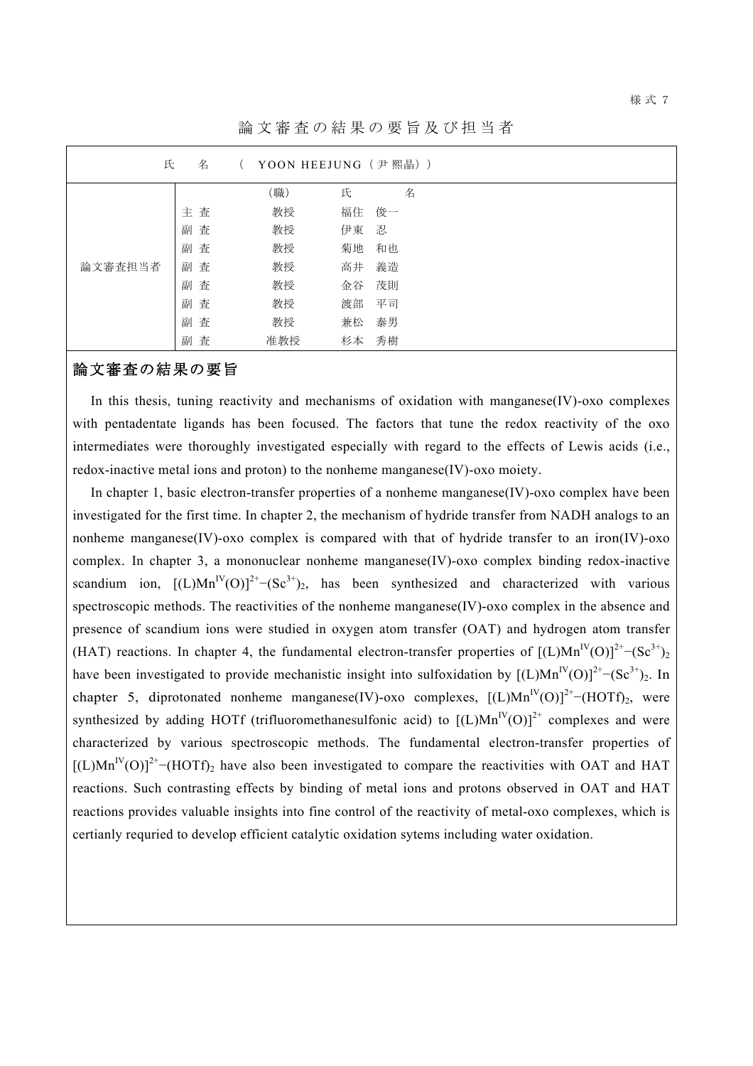様式７

# 論文審査の結果の要旨及び担当者

| | | | |
|---|---|---|---|
| 氏　　名 | （ YOON HEEJUNG（尹 熙晶）） | | |
| 論文審査担当者 | | （職） | 氏　　　名 |
| | 主 査 | 教授 | 福住　俊一 |
| | 副 査 | 教授 | 伊東　忍 |
| | 副 査 | 教授 | 菊地　和也 |
| | 副 査 | 教授 | 高井　義造 |
| | 副 査 | 教授 | 金谷　茂則 |
| | 副 査 | 教授 | 渡部　平司 |
| | 副 査 | 教授 | 兼松　泰男 |
| | 副 査 | 准教授 | 杉本　秀樹 |

## 論文審査の結果の要旨

In this thesis, tuning reactivity and mechanisms of oxidation with manganese(IV)-oxo complexes with pentadentate ligands has been focused. The factors that tune the redox reactivity of the oxo intermediates were thoroughly investigated especially with regard to the effects of Lewis acids (i.e., redox-inactive metal ions and proton) to the nonheme manganese(IV)-oxo moiety.

In chapter 1, basic electron-transfer properties of a nonheme manganese(IV)-oxo complex have been investigated for the first time. In chapter 2, the mechanism of hydride transfer from NADH analogs to an nonheme manganese(IV)-oxo complex is compared with that of hydride transfer to an iron(IV)-oxo complex. In chapter 3, a mononuclear nonheme manganese(IV)-oxo complex binding redox-inactive scandium ion, $[(L)Mn^{IV}(O)]^{2+}-(Sc^{3+})_2$, has been synthesized and characterized with various spectroscopic methods. The reactivities of the nonheme manganese(IV)-oxo complex in the absence and presence of scandium ions were studied in oxygen atom transfer (OAT) and hydrogen atom transfer (HAT) reactions. In chapter 4, the fundamental electron-transfer properties of $[(L)Mn^{IV}(O)]^{2+}-(Sc^{3+})_2$ have been investigated to provide mechanistic insight into sulfoxidation by $[(L)Mn^{IV}(O)]^{2+}-(Sc^{3+})_2$. In chapter 5, diprotonated nonheme manganese(IV)-oxo complexes, $[(L)Mn^{IV}(O)]^{2+}-(HOTf)_2$, were synthesized by adding HOTf (trifluoromethanesulfonic acid) to $[(L)Mn^{IV}(O)]^{2+}$ complexes and were characterized by various spectroscopic methods. The fundamental electron-transfer properties of $[(L)Mn^{IV}(O)]^{2+}-(HOTf)_2$ have also been investigated to compare the reactivities with OAT and HAT reactions. Such contrasting effects by binding of metal ions and protons observed in OAT and HAT reactions provides valuable insights into fine control of the reactivity of metal-oxo complexes, which is certianly requried to develop efficient catalytic oxidation sytems including water oxidation.